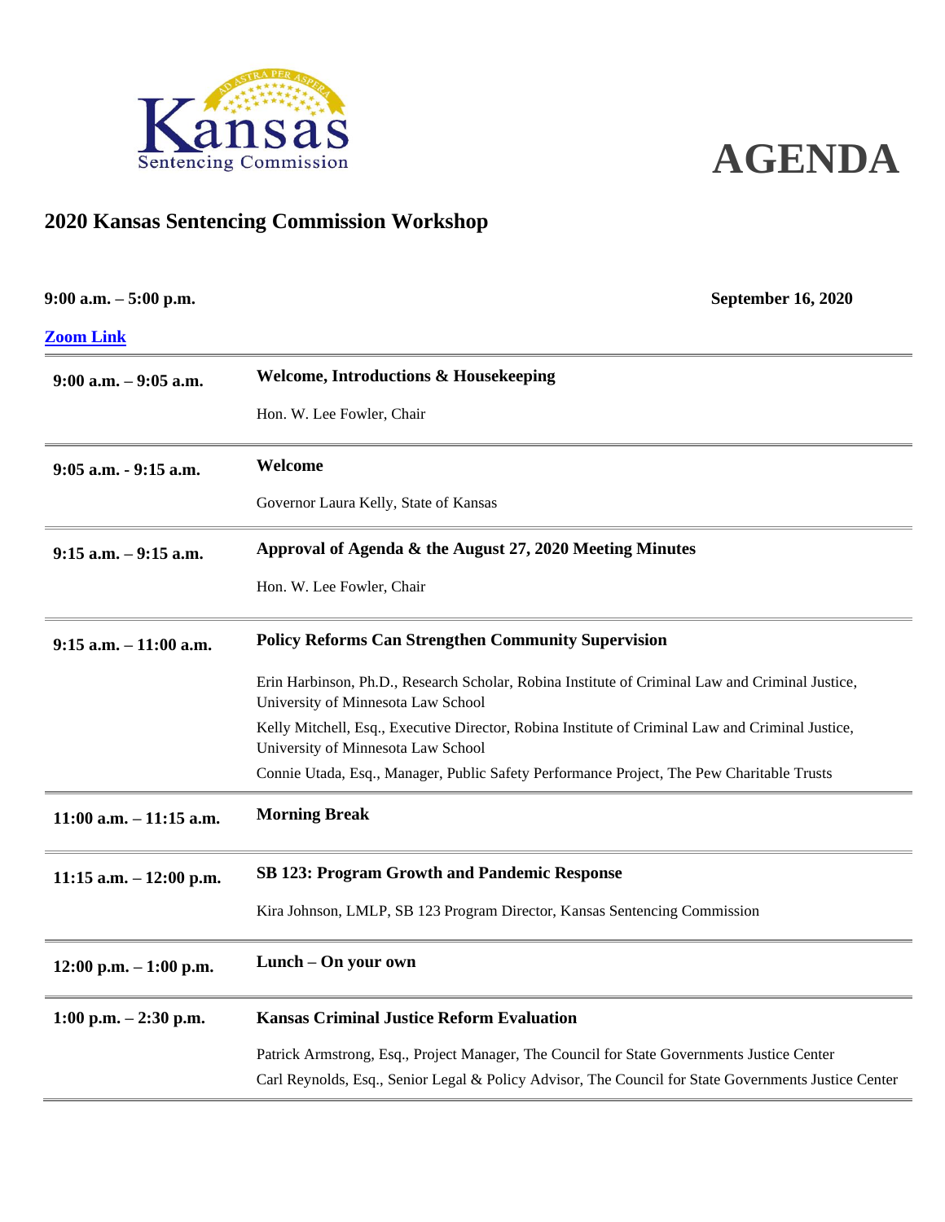Kansas Sentencing Commission

# AGENDA

## 2020 Kansas Sentencing Commission Workshop

**9:00 a.m. – 5:00 p.m.** **September 16, 2020**

**[Zoom Link]**

| | |
|---|---|
| **9:00 a.m. – 9:05 a.m.** | **Welcome, Introductions & Housekeeping**<br>Hon. W. Lee Fowler, Chair |
| **9:05 a.m. - 9:15 a.m.** | **Welcome**<br>Governor Laura Kelly, State of Kansas |
| **9:15 a.m. – 9:15 a.m.** | **Approval of Agenda & the August 27, 2020 Meeting Minutes**<br>Hon. W. Lee Fowler, Chair |
| **9:15 a.m. – 11:00 a.m.** | **Policy Reforms Can Strengthen Community Supervision**<br>Erin Harbinson, Ph.D., Research Scholar, Robina Institute of Criminal Law and Criminal Justice, University of Minnesota Law School<br>Kelly Mitchell, Esq., Executive Director, Robina Institute of Criminal Law and Criminal Justice, University of Minnesota Law School<br>Connie Utada, Esq., Manager, Public Safety Performance Project, The Pew Charitable Trusts |
| **11:00 a.m. – 11:15 a.m.** | **Morning Break** |
| **11:15 a.m. – 12:00 p.m.** | **SB 123: Program Growth and Pandemic Response**<br>Kira Johnson, LMLP, SB 123 Program Director, Kansas Sentencing Commission |
| **12:00 p.m. – 1:00 p.m.** | **Lunch – On your own** |
| **1:00 p.m. – 2:30 p.m.** | **Kansas Criminal Justice Reform Evaluation**<br>Patrick Armstrong, Esq., Project Manager, The Council for State Governments Justice Center<br>Carl Reynolds, Esq., Senior Legal & Policy Advisor, The Council for State Governments Justice Center |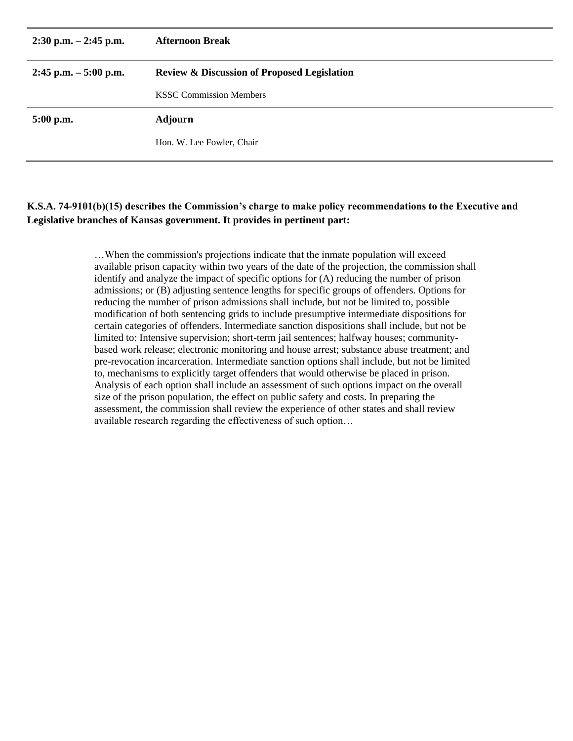| | |
|---|---|
| **2:30 p.m. – 2:45 p.m.** | **Afternoon Break** |
| **2:45 p.m. – 5:00 p.m.** | **Review & Discussion of Proposed Legislation**<br>KSSC Commission Members |
| **5:00 p.m.** | **Adjourn**<br>Hon. W. Lee Fowler, Chair |

**K.S.A. 74-9101(b)(15) describes the Commission's charge to make policy recommendations to the Executive and Legislative branches of Kansas government. It provides in pertinent part:**

> …When the commission's projections indicate that the inmate population will exceed available prison capacity within two years of the date of the projection, the commission shall identify and analyze the impact of specific options for (A) reducing the number of prison admissions; or (B) adjusting sentence lengths for specific groups of offenders. Options for reducing the number of prison admissions shall include, but not be limited to, possible modification of both sentencing grids to include presumptive intermediate dispositions for certain categories of offenders. Intermediate sanction dispositions shall include, but not be limited to: Intensive supervision; short-term jail sentences; halfway houses; community-based work release; electronic monitoring and house arrest; substance abuse treatment; and pre-revocation incarceration. Intermediate sanction options shall include, but not be limited to, mechanisms to explicitly target offenders that would otherwise be placed in prison. Analysis of each option shall include an assessment of such options impact on the overall size of the prison population, the effect on public safety and costs. In preparing the assessment, the commission shall review the experience of other states and shall review available research regarding the effectiveness of such option…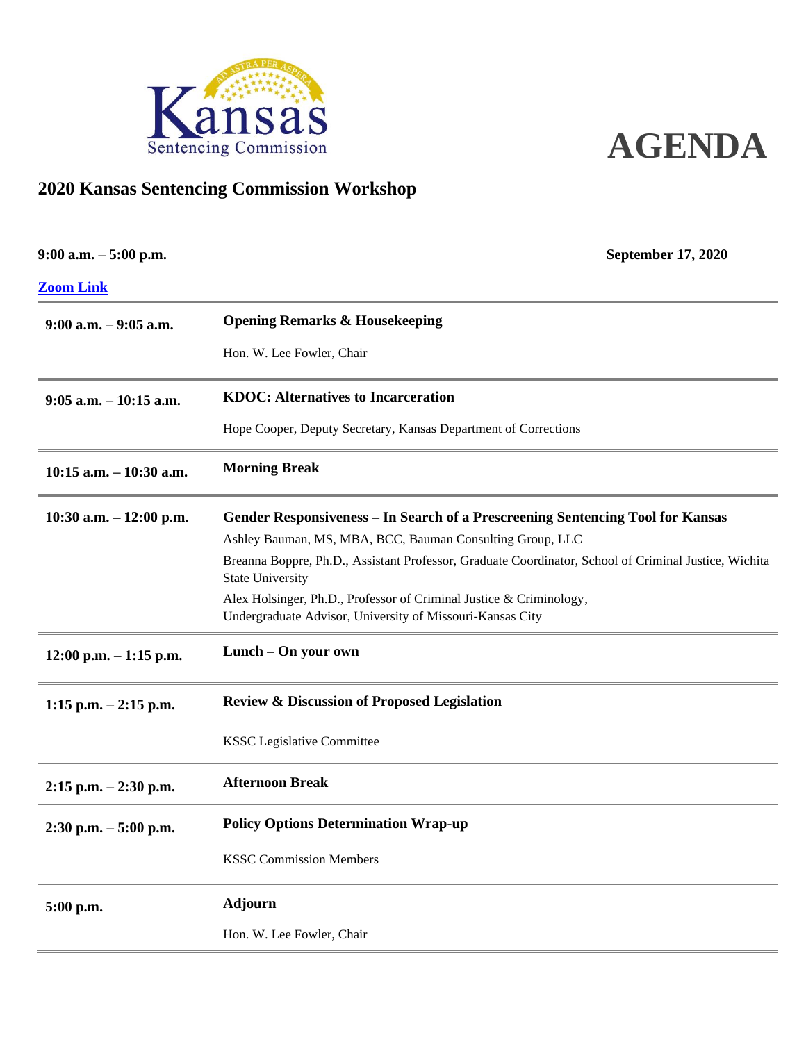Kansas Sentencing Commission

# AGENDA

## 2020 Kansas Sentencing Commission Workshop

**9:00 a.m. – 5:00 p.m.** **September 17, 2020**

[Zoom Link]

| | |
|---|---|
| **9:00 a.m. – 9:05 a.m.** | **Opening Remarks & Housekeeping**<br>Hon. W. Lee Fowler, Chair |
| **9:05 a.m. – 10:15 a.m.** | **KDOC: Alternatives to Incarceration**<br>Hope Cooper, Deputy Secretary, Kansas Department of Corrections |
| **10:15 a.m. – 10:30 a.m.** | **Morning Break** |
| **10:30 a.m. – 12:00 p.m.** | **Gender Responsiveness – In Search of a Prescreening Sentencing Tool for Kansas**<br>Ashley Bauman, MS, MBA, BCC, Bauman Consulting Group, LLC<br>Breanna Boppre, Ph.D., Assistant Professor, Graduate Coordinator, School of Criminal Justice, Wichita State University<br>Alex Holsinger, Ph.D., Professor of Criminal Justice & Criminology, Undergraduate Advisor, University of Missouri-Kansas City |
| **12:00 p.m. – 1:15 p.m.** | **Lunch – On your own** |
| **1:15 p.m. – 2:15 p.m.** | **Review & Discussion of Proposed Legislation**<br>KSSC Legislative Committee |
| **2:15 p.m. – 2:30 p.m.** | **Afternoon Break** |
| **2:30 p.m. – 5:00 p.m.** | **Policy Options Determination Wrap-up**<br>KSSC Commission Members |
| **5:00 p.m.** | **Adjourn**<br>Hon. W. Lee Fowler, Chair |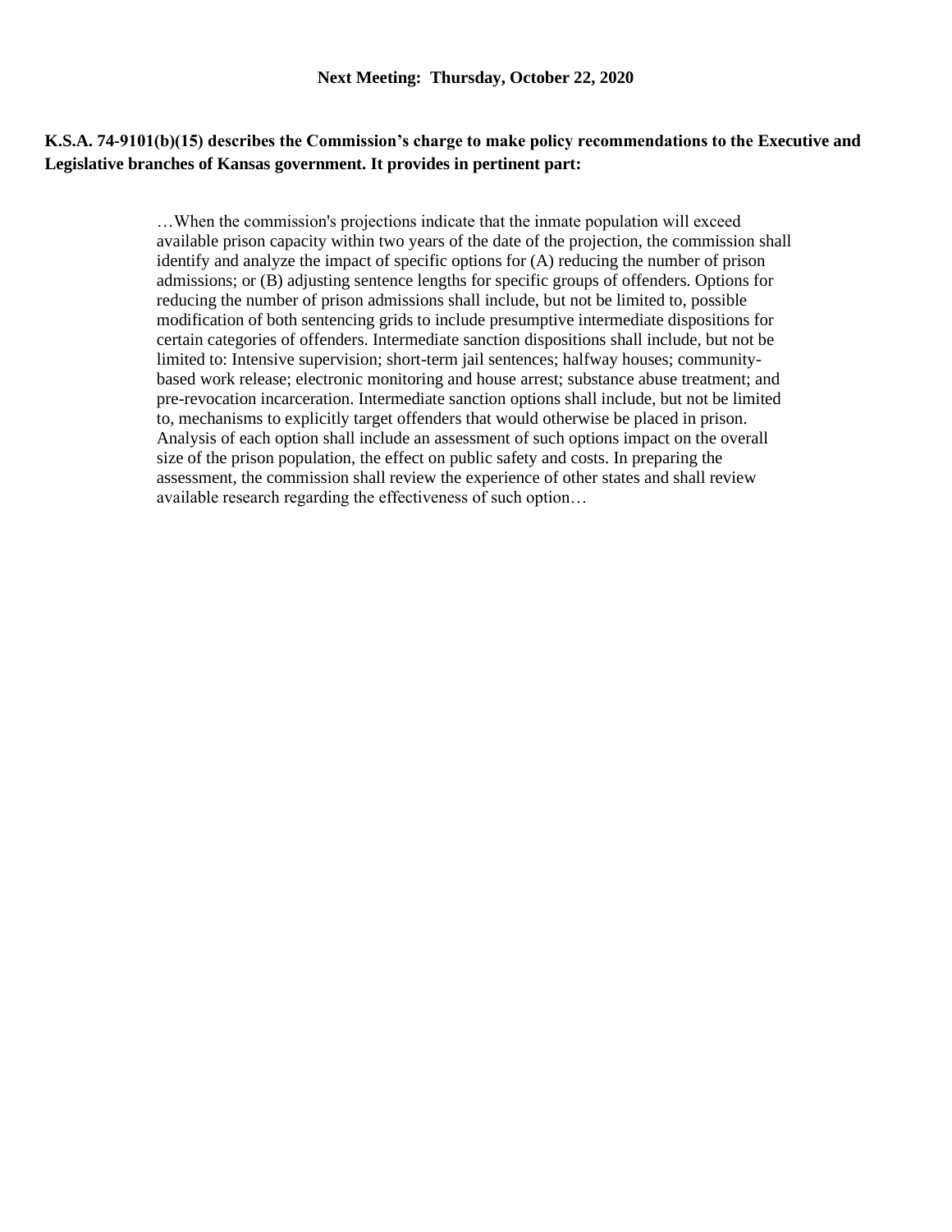**Next Meeting: Thursday, October 22, 2020**

**K.S.A. 74-9101(b)(15) describes the Commission's charge to make policy recommendations to the Executive and Legislative branches of Kansas government. It provides in pertinent part:**

> …When the commission's projections indicate that the inmate population will exceed available prison capacity within two years of the date of the projection, the commission shall identify and analyze the impact of specific options for (A) reducing the number of prison admissions; or (B) adjusting sentence lengths for specific groups of offenders. Options for reducing the number of prison admissions shall include, but not be limited to, possible modification of both sentencing grids to include presumptive intermediate dispositions for certain categories of offenders. Intermediate sanction dispositions shall include, but not be limited to: Intensive supervision; short-term jail sentences; halfway houses; community-based work release; electronic monitoring and house arrest; substance abuse treatment; and pre-revocation incarceration. Intermediate sanction options shall include, but not be limited to, mechanisms to explicitly target offenders that would otherwise be placed in prison. Analysis of each option shall include an assessment of such options impact on the overall size of the prison population, the effect on public safety and costs. In preparing the assessment, the commission shall review the experience of other states and shall review available research regarding the effectiveness of such option…